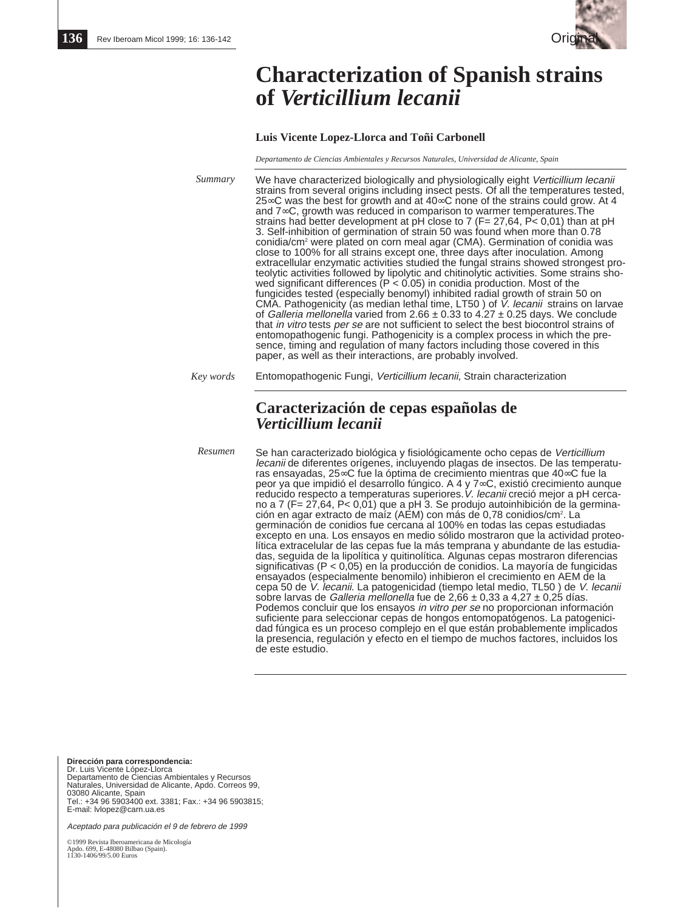Original

# Characterization of Spanish strains of *Verticillium lecanii*

**Luis Vicente Lopez-Llorca and Toñi Carbonell**

*Departamento de Ciencias Ambientales y Recursos Naturales, Universidad de Alicante, Spain*

*Summary*

We have characterized biologically and physiologically eight *Verticillium lecanii* strains from several origins including insect pests. Of all the temperatures tested, 25∞C was the best for growth and at 40∞C none of the strains could grow. At 4 and 7∞C, growth was reduced in comparison to warmer temperatures.The strains had better development at pH close to 7 (F= 27,64, P< 0,01) than at pH 3. Self-inhibition of germination of strain 50 was found when more than 0.78 conidia/cm$^2$ were plated on corn meal agar (CMA). Germination of conidia was close to 100% for all strains except one, three days after inoculation. Among extracellular enzymatic activities studied the fungal strains showed strongest proteolytic activities followed by lipolytic and chitinolytic activities. Some strains showed significant differences (P < 0.05) in conidia production. Most of the fungicides tested (especially benomyl) inhibited radial growth of strain 50 on CMA. Pathogenicity (as median lethal time, LT50 ) of *V. lecanii* strains on larvae of *Galleria mellonella* varied from 2.66 ± 0.33 to 4.27 ± 0.25 days. We conclude that *in vitro* tests *per se* are not sufficient to select the best biocontrol strains of entomopathogenic fungi. Pathogenicity is a complex process in which the presence, timing and regulation of many factors including those covered in this paper, as well as their interactions, are probably involved.

*Key words*

Entomopathogenic Fungi, *Verticillium lecanii*, Strain characterization

## Caracterización de cepas españolas de *Verticillium lecanii*

*Resumen*

Se han caracterizado biológica y fisiológicamente ocho cepas de *Verticillium lecanii* de diferentes orígenes, incluyendo plagas de insectos. De las temperaturas ensayadas, 25∞C fue la óptima de crecimiento mientras que 40∞C fue la peor ya que impidió el desarrollo fúngico. A 4 y 7∞C, existió crecimiento aunque reducido respecto a temperaturas superiores. *V. lecanii* creció mejor a pH cercano a 7 (F= 27,64, P< 0,01) que a pH 3. Se produjo autoinhibición de la germinación en agar extracto de maíz (AEM) con más de 0,78 conidios/cm$^2$. La germinación de conidios fue cercana al 100% en todas las cepas estudiadas excepto en una. Los ensayos en medio sólido mostraron que la actividad proteolítica extracelular de las cepas fue la más temprana y abundante de las estudiadas, seguida de la lipolítica y quitinolítica. Algunas cepas mostraron diferencias significativas (P < 0,05) en la producción de conidios. La mayoría de fungicidas ensayados (especialmente benomilo) inhibieron el crecimiento en AEM de la cepa 50 de *V. lecanii*. La patogenicidad (tiempo letal medio, TL50 ) de *V. lecanii* sobre larvas de *Galleria mellonella* fue de 2,66 ± 0,33 a 4,27 ± 0,25 días. Podemos concluir que los ensayos *in vitro per se* no proporcionan información suficiente para seleccionar cepas de hongos entomopatógenos. La patogenicidad fúngica es un proceso complejo en el que están probablemente implicados la presencia, regulación y efecto en el tiempo de muchos factores, incluidos los de este estudio.

**Dirección para correspondencia:**
Dr. Luis Vicente López-Llorca
Departamento de Ciencias Ambientales y Recursos Naturales, Universidad de Alicante, Apdo. Correos 99, 03080 Alicante, Spain
Tel.: +34 96 5903400 ext. 3381; Fax.: +34 96 5903815;
E-mail: lvlopez@carn.ua.es

*Aceptado para publicación el 9 de febrero de 1999*

©1999 Revista Iberoamericana de Micología
Apdo. 699, E-48080 Bilbao (Spain).
1130-1406/99/5.00 Euros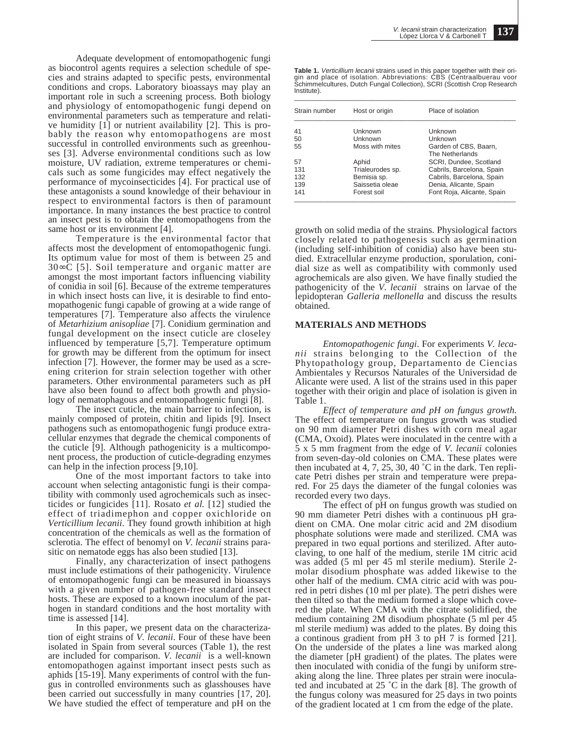Adequate development of entomopathogenic fungi as biocontrol agents requires a selection schedule of species and strains adapted to specific pests, environmental conditions and crops. Laboratory bioassays may play an important role in such a screening process. Both biology and physiology of entomopathogenic fungi depend on environmental parameters such as temperature and relative humidity [1] or nutrient availability [2]. This is probably the reason why entomopathogens are most successful in controlled environments such as greenhouses [3]. Adverse environmental conditions such as low moisture, UV radiation, extreme temperatures or chemicals such as some fungicides may effect negatively the performance of mycoinsecticides [4]. For practical use of these antagonists a sound knowledge of their behaviour in respect to environmental factors is then of paramount importance. In many instances the best practice to control an insect pest is to obtain the entomopathogens from the same host or its environment [4].

Temperature is the environmental factor that affects most the development of entomopathogenic fungi. Its optimum value for most of them is between 25 and 30∞C [5]. Soil temperature and organic matter are amongst the most important factors influencing viability of conidia in soil [6]. Because of the extreme temperatures in which insect hosts can live, it is desirable to find entomopathogenic fungi capable of growing at a wide range of temperatures [7]. Temperature also affects the virulence of *Metarhizium anisopliae* [7]. Conidium germination and fungal development on the insect cuticle are closeley influenced by temperature [5,7]. Temperature optimum for growth may be different from the optimum for insect infection [7]. However, the former may be used as a screening criterion for strain selection together with other parameters. Other environmental parameters such as pH have also been found to affect both growth and physiology of nematophagous and entomopathogenic fungi [8].

The insect cuticle, the main barrier to infection, is mainly composed of protein, chitin and lipids [9]. Insect pathogens such as entomopathogenic fungi produce extracellular enzymes that degrade the chemical components of the cuticle [9]. Although pathogenicity is a multicomponent process, the production of cuticle-degrading enzymes can help in the infection process [9,10].

One of the most important factors to take into account when selecting antagonistic fungi is their compatibility with commonly used agrochemicals such as insecticides or fungicides [11]. Rosato *et al.* [12] studied the effect of triadimephon and copper oxichloride on *Verticillium lecanii*. They found growth inhibition at high concentration of the chemicals as well as the formation of sclerotia. The effect of benomyl on *V. lecanii* strains parasitic on nematode eggs has also been studied [13].

Finally, any characterization of insect pathogens must include estimations of their pathogenicity. Virulence of entomopathogenic fungi can be measured in bioassays with a given number of pathogen-free standard insect hosts. These are exposed to a known inoculum of the pathogen in standard conditions and the host mortality with time is assessed [14].

In this paper, we present data on the characterization of eight strains of *V. lecanii*. Four of these have been isolated in Spain from several sources (Table 1), the rest are included for comparison. *V. lecanii* is a well-known entomopathogen against important insect pests such as aphids [15-19]. Many experiments of control with the fungus in controlled environments such as glasshouses have been carried out successfully in many countries [17, 20]. We have studied the effect of temperature and pH on the growth on solid media of the strains. Physiological factors closely related to pathogenesis such as germination (including self-inhibition of conidia) also have been studied. Extracellular enzyme production, sporulation, conidial size as well as compatibility with commonly used agrochemicals are also given. We have finally studied the pathogenicity of the *V. lecanii* strains on larvae of the lepidopteran *Galleria mellonella* and discuss the results obtained.

**Table 1.** *Verticillium lecanii* strains used in this paper together with their origin and place of isolation. Abbreviations: CBS (Centraalbuerau voor Schimmelcultures, Dutch Fungal Collection), SCRI (Scottish Crop Research Institute).

| Strain number | Host or origin | Place of isolation |
|---|---|---|
| 41 | Unknown | Unknown |
| 50 | Unknown | Unknown |
| 55 | Moss with mites | Garden of CBS, Baarn, The Netherlands |
| 57 | Aphid | SCRI, Dundee, Scotland |
| 131 | Trialeurodes sp. | Cabrils, Barcelona, Spain |
| 132 | Bemisia sp. | Cabrils, Barcelona, Spain |
| 139 | Saissetia oleae | Denia, Alicante, Spain |
| 141 | Forest soil | Font Roja, Alicante, Spain |

## MATERIALS AND METHODS

*Entomopathogenic fungi.* For experiments *V. lecanii* strains belonging to the Collection of the Phytopathology group, Departamento de Ciencias Ambientales y Recursos Naturales de la Universidad de Alicante were used. A list of the strains used in this paper together with their origin and place of isolation is given in Table 1.

*Effect of temperature and pH on fungus growth.* The effect of temperature on fungus growth was studied on 90 mm diameter Petri dishes with corn meal agar (CMA, Oxoid). Plates were inoculated in the centre with a 5 x 5 mm fragment from the edge of *V. lecanii* colonies from seven-day-old colonies on CMA. These plates were then incubated at 4, 7, 25, 30, 40 ˚C in the dark. Ten replicate Petri dishes per strain and temperature were prepared. For 25 days the diameter of the fungal colonies was recorded every two days.

The effect of pH on fungus growth was studied on 90 mm diameter Petri dishes with a continuous pH gradient on CMA. One molar citric acid and 2M disodium phosphate solutions were made and sterilized. CMA was prepared in two equal portions and sterilized. After autoclaving, to one half of the medium, sterile 1M citric acid was added (5 ml per 45 ml sterile medium). Sterile 2-molar disodium phosphate was added likewise to the other half of the medium. CMA citric acid with was poured in petri dishes (10 ml per plate). The petri dishes were then tilted so that the medium formed a slope which covered the plate. When CMA with the citrate solidified, the medium containing 2M disodium phosphate (5 ml per 45 ml sterile medium) was added to the plates. By doing this a continous gradient from pH 3 to pH 7 is formed [21]. On the underside of the plates a line was marked along the diameter (pH gradient) of the plates. The plates were then inoculated with conidia of the fungi by uniform streaking along the line. Three plates per strain were inoculated and incubated at 25 ˚C in the dark [8]. The growth of the fungus colony was measured for 25 days in two points of the gradient located at 1 cm from the edge of the plate.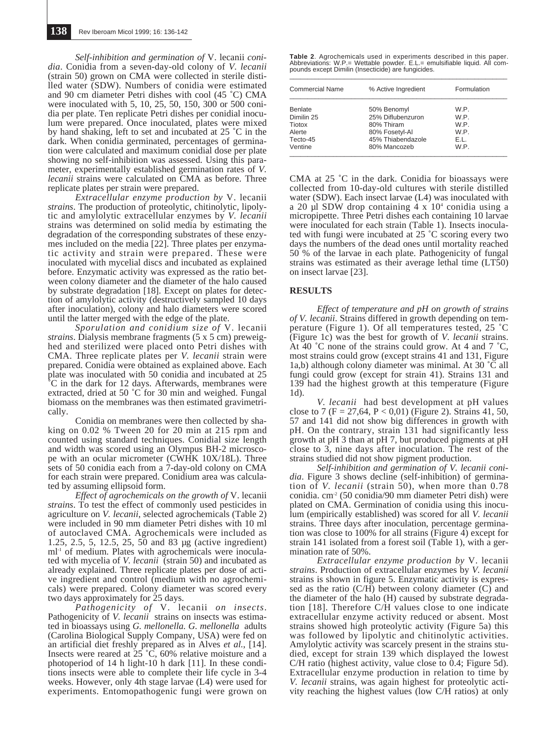*Self-inhibition and germination of* V. lecanii *conidia*. Conidia from a seven-day-old colony of *V. lecanii* (strain 50) grown on CMA were collected in sterile distilled water (SDW). Numbers of conidia were estimated and 90 cm diameter Petri dishes with cool (45 ˚C) CMA were inoculated with 5, 10, 25, 50, 150, 300 or 500 conidia per plate. Ten replicate Petri dishes per conidial inoculum were prepared. Once inoculated, plates were mixed by hand shaking, left to set and incubated at 25 ˚C in the dark. When conidia germinated, percentages of germination were calculated and maximum conidial dose per plate showing no self-inhibition was assessed. Using this parameter, experimentally established germination rates of *V. lecanii* strains were calculated on CMA as before. Three replicate plates per strain were prepared.

*Extracellular enzyme production by* V. lecanii *strains*. The production of proteolytic, chitinolytic, lipolytic and amylolytic extracellular enzymes by *V. lecanii* strains was determined on solid media by estimating the degradation of the corresponding substrates of these enzymes included on the media [22]. Three plates per enzymatic activity and strain were prepared. These were inoculated with mycelial discs and incubated as explained before. Enzymatic activity was expressed as the ratio between colony diameter and the diameter of the halo caused by substrate degradation [18]. Except on plates for detection of amylolytic activity (destructively sampled 10 days after inoculation), colony and halo diameters were scored until the latter merged with the edge of the plate.

*Sporulation and conidium size of* V. lecanii *strains*. Dialysis membrane fragments (5 x 5 cm) preweighed and sterilized were placed onto Petri dishes with CMA. Three replicate plates per *V. lecanii* strain were prepared. Conidia were obtained as explained above. Each plate was inoculated with 50 conidia and incubated at 25 ˚C in the dark for 12 days. Afterwards, membranes were extracted, dried at 50 ˚C for 30 min and weighed. Fungal biomass on the membranes was then estimated gravimetrically.

Conidia on membranes were then collected by shaking on 0.02 % Tween 20 for 20 min at 215 rpm and counted using standard techniques. Conidial size length and width was scored using an Olympus BH-2 microscope with an ocular micrometer (CWHK 10X/18L). Three sets of 50 conidia each from a 7-day-old colony on CMA for each strain were prepared. Conidium area was calculated by assuming ellipsoid form.

*Effect of agrochemicals on the growth of* V. lecanii *strains*. To test the effect of commonly used pesticides in agriculture on *V. lecanii*, selected agrochemicals (Table 2) were included in 90 mm diameter Petri dishes with 10 ml of autoclaved CMA. Agrochemicals were included as 1.25, 2.5, 5, 12.5, 25, 50 and 83 µg (active ingredient) $ml^{-1}$ of medium. Plates with agrochemicals were inoculated with mycelia of *V. lecanii* (strain 50) and incubated as already explained. Three replicate plates per dose of active ingredient and control (medium with no agrochemicals) were prepared. Colony diameter was scored every two days approximately for 25 days.

*Pathogenicity of* V. lecanii *on insects*. Pathogenicity of *V. lecanii* strains on insects was estimated in bioassays using *G. mellonella*. *G. mellonella* adults (Carolina Biological Supply Company, USA) were fed on an artificial diet freshly prepared as in Alves *et al.*, [14]. Insects were reared at 25 ˚C, 60% relative moisture and a photoperiod of 14 h light-10 h dark [11]. In these conditions insects were able to complete their life cycle in 3-4 weeks. However, only 4th stage larvae (L4) were used for experiments. Entomopathogenic fungi were grown on CMA at 25 ˚C in the dark. Conidia for bioassays were collected from 10-day-old cultures with sterile distilled water (SDW). Each insect larvae (L4) was inoculated with a 20 µl SDW drop containing $4 \times 10^4$ conidia using a micropipette. Three Petri dishes each containing 10 larvae were inoculated for each strain (Table 1). Insects inoculated with fungi were incubated at 25 ˚C scoring every two days the numbers of the dead ones until mortality reached 50 % of the larvae in each plate. Pathogenicity of fungal strains was estimated as their average lethal time (LT50) on insect larvae [23].

**Table 2**. Agrochemicals used in experiments described in this paper. Abbreviations: W.P.= Wettable powder. E.L.= emulsifiable liquid. All compounds except Dimilin (Insecticide) are fungicides.

| Commercial Name | % Active Ingredient | Formulation |
|---|---|---|
| Benlate | 50% Benomyl | W.P. |
| Dimilin 25 | 25% Diflubenzuron | W.P. |
| Tiotox | 80% Thiram | W.P. |
| Alerte | 80% Fosetyl-Al | W.P. |
| Tecto-45 | 45% Thiabendazole | E.L. |
| Ventine | 80% Mancozeb | W.P. |

## RESULTS

*Effect of temperature and pH on growth of strains of V. lecanii*. Strains differed in growth depending on temperature (Figure 1). Of all temperatures tested, 25 ˚C (Figure 1c) was the best for growth of *V. lecanii* strains. At 40 ˚C none of the strains could grow. At 4 and 7 ˚C, most strains could grow (except strains 41 and 131, Figure 1a,b) although colony diameter was minimal. At 30 ˚C all fungi could grow (except for strain 41). Strains 131 and 139 had the highest growth at this temperature (Figure 1d).

*V. lecanii* had best development at pH values close to 7 ($F = 27{,}64$, $P < 0{,}01$) (Figure 2). Strains 41, 50, 57 and 141 did not show big differences in growth with pH. On the contrary, strain 131 had significantly less growth at pH 3 than at pH 7, but produced pigments at pH close to 3, nine days after inoculation. The rest of the strains studied did not show pigment production.

*Self-inhibition and germination of V. lecanii conidia*. Figure 3 shows decline (self-inhibition) of germination of *V. lecanii* (strain 50), when more than 0.78 conidia. $cm^{-2}$ (50 conidia/90 mm diameter Petri dish) were plated on CMA. Germination of conidia using this inoculum (empirically established) was scored for all *V. lecanii* strains. Three days after inoculation, percentage germination was close to 100% for all strains (Figure 4) except for strain 141 isolated from a forest soil (Table 1), with a germination rate of 50%.

*Extracellular enzyme production by* V. lecanii *strains*. Production of extracellular enzymes by *V. lecanii* strains is shown in figure 5. Enzymatic activity is expressed as the ratio (C/H) between colony diameter (C) and the diameter of the halo (H) caused by substrate degradation [18]. Therefore C/H values close to one indicate extracellular enzyme activity reduced or absent. Most strains showed high proteolytic activity (Figure 5a) this was followed by lipolytic and chitinolytic activities. Amylolytic activity was scarcely present in the strains studied, except for strain 139 which displayed the lowest C/H ratio (highest activity, value close to 0.4; Figure 5d). Extracellular enzyme production in relation to time by *V. lecanii* strains, was again highest for proteolytic activity reaching the highest values (low C/H ratios) at only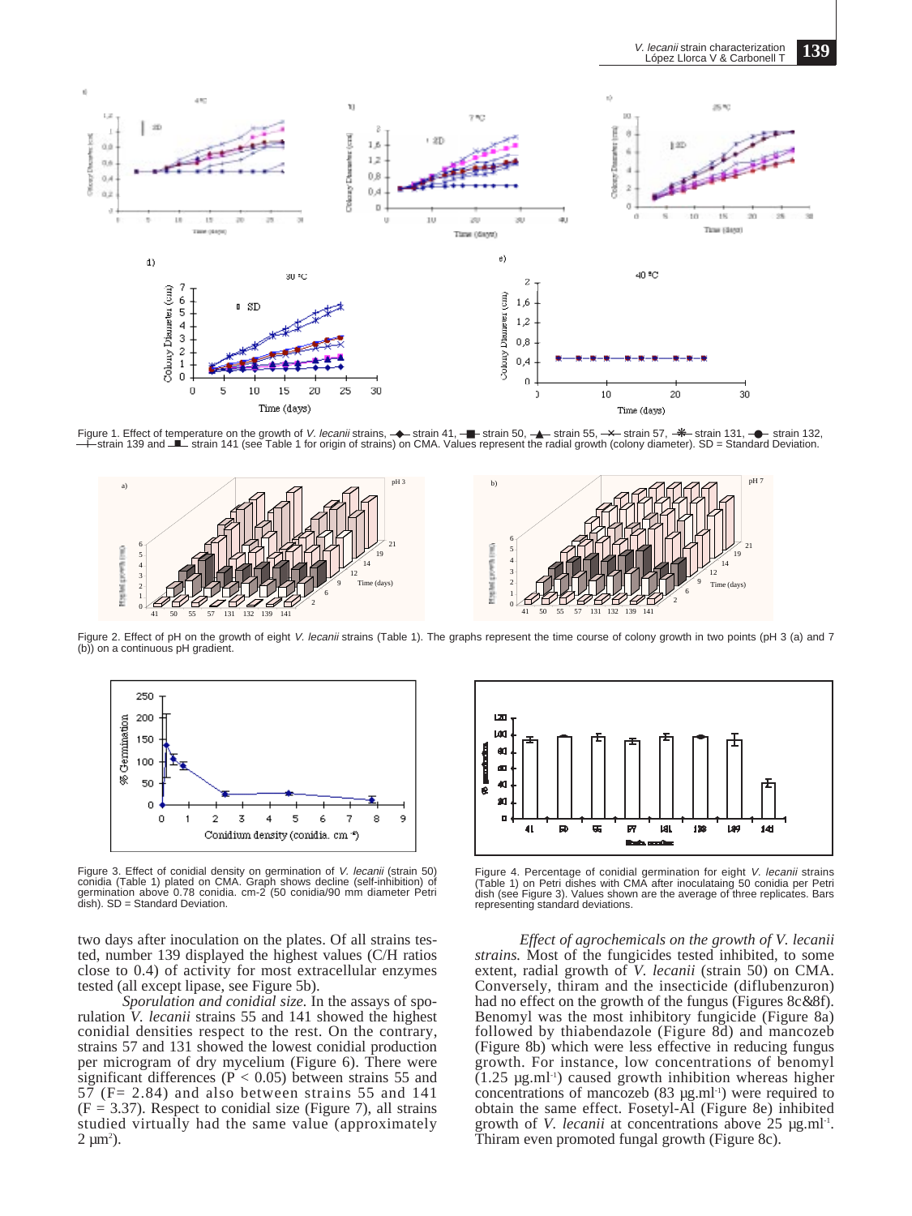Figure 1. Effect of temperature on the growth of *V. lecanii* strains, strain 41, strain 50, strain 55, strain 57, strain 131, strain 132, strain 139 and strain 141 (see Table 1 for origin of strains) on CMA. Values represent the radial growth (colony diameter). SD = Standard Deviation.

Figure 2. Effect of pH on the growth of eight *V. lecanii* strains (Table 1). The graphs represent the time course of colony growth in two points (pH 3 (a) and 7 (b)) on a continuous pH gradient.

Figure 3. Effect of conidial density on germination of *V. lecanii* (strain 50) conidia (Table 1) plated on CMA. Graph shows decline (self-inhibition) of germination above 0.78 conidia. cm-2 (50 conidia/90 mm diameter Petri dish). SD = Standard Deviation.

Figure 4. Percentage of conidial germination for eight *V. lecanii* strains (Table 1) on Petri dishes with CMA after inoculataing 50 conidia per Petri dish (see Figure 3). Values shown are the average of three replicates. Bars representing standard deviations.

two days after inoculation on the plates. Of all strains tested, number 139 displayed the highest values (C/H ratios close to 0.4) of activity for most extracellular enzymes tested (all except lipase, see Figure 5b).

*Sporulation and conidial size.* In the assays of sporulation *V. lecanii* strains 55 and 141 showed the highest conidial densities respect to the rest. On the contrary, strains 57 and 131 showed the lowest conidial production per microgram of dry mycelium (Figure 6). There were significant differences ($P < 0.05$) between strains 55 and 57 ($F= 2.84$) and also between strains 55 and 141 ($F = 3.37$). Respect to conidial size (Figure 7), all strains studied virtually had the same value (approximately 2 $\mu m^2$).

*Effect of agrochemicals on the growth of V. lecanii strains.* Most of the fungicides tested inhibited, to some extent, radial growth of *V. lecanii* (strain 50) on CMA. Conversely, thiram and the insecticide (diflubenzuron) had no effect on the growth of the fungus (Figures 8c&8f). Benomyl was the most inhibitory fungicide (Figure 8a) followed by thiabendazole (Figure 8d) and mancozeb (Figure 8b) which were less effective in reducing fungus growth. For instance, low concentrations of benomyl (1.25 $\mu g.ml^{-1}$) caused growth inhibition whereas higher concentrations of mancozeb (83 $\mu g.ml^{-1}$) were required to obtain the same effect. Fosetyl-Al (Figure 8e) inhibited growth of *V. lecanii* at concentrations above 25 $\mu g.ml^{-1}$. Thiram even promoted fungal growth (Figure 8c).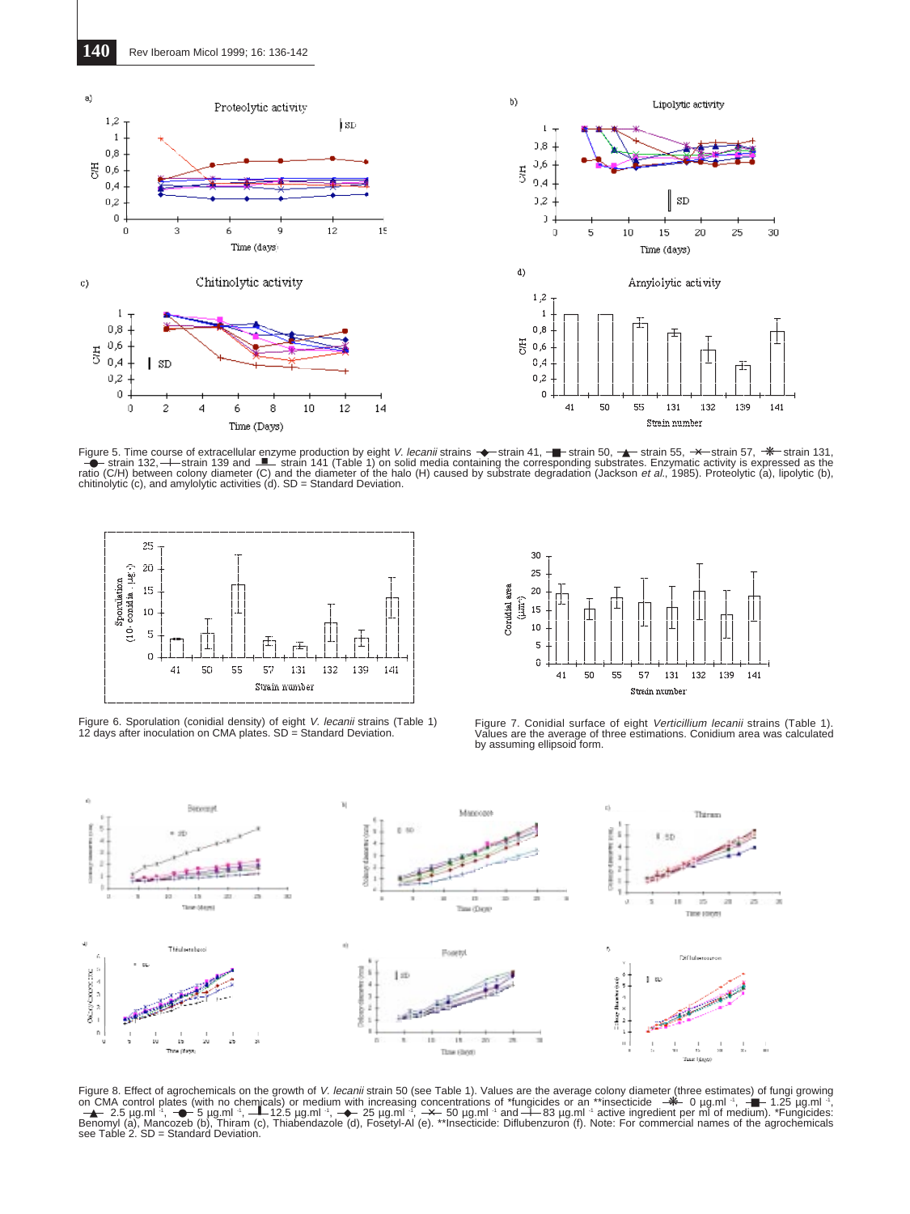Figure 5. Time course of extracellular enzyme production by eight *V. lecanii* strains —◆— strain 41, —■— strain 50, —▲— strain 55, —✕— strain 57, —✳— strain 131, —●— strain 132, —+— strain 139 and —■— strain 141 (Table 1) on solid media containing the corresponding substrates. Enzymatic activity is expressed as the ratio (C/H) between colony diameter (C) and the diameter of the halo (H) caused by substrate degradation (Jackson *et al.*, 1985). Proteolytic (a), lipolytic (b), chitinolytic (c), and amylolytic activities (d). SD = Standard Deviation.

Figure 6. Sporulation (conidial density) of eight *V. lecanii* strains (Table 1) 12 days after inoculation on CMA plates. SD = Standard Deviation.

Figure 7. Conidial surface of eight *Verticillium lecanii* strains (Table 1). Values are the average of three estimations. Conidium area was calculated by assuming ellipsoid form.

Figure 8. Effect of agrochemicals on the growth of *V. lecanii* strain 50 (see Table 1). Values are the average colony diameter (three estimates) of fungi growing on CMA control plates (with no chemicals) or medium with increasing concentrations of *fungicides or an **insecticide —✳— 0 µg.ml $^{-1}$, —■— 1.25 µg.ml $^{-1}$, —▲— 2.5 µg.ml $^{-1}$, —●— 5 µg.ml $^{-1}$, —▌— 12.5 µg.ml $^{-1}$, —◆— 25 µg.ml $^{-1}$, —✕— 50 µg.ml $^{-1}$ and —+— 83 µg.ml $^{-1}$ active ingredient per ml of medium). *Fungicides: Benomyl (a), Mancozeb (b), Thiram (c), Thiabendazole (d), Fosetyl-Al (e). **Insecticide: Diflubenzuron (f). Note: For commercial names of the agrochemicals see Table 2. SD = Standard Deviation.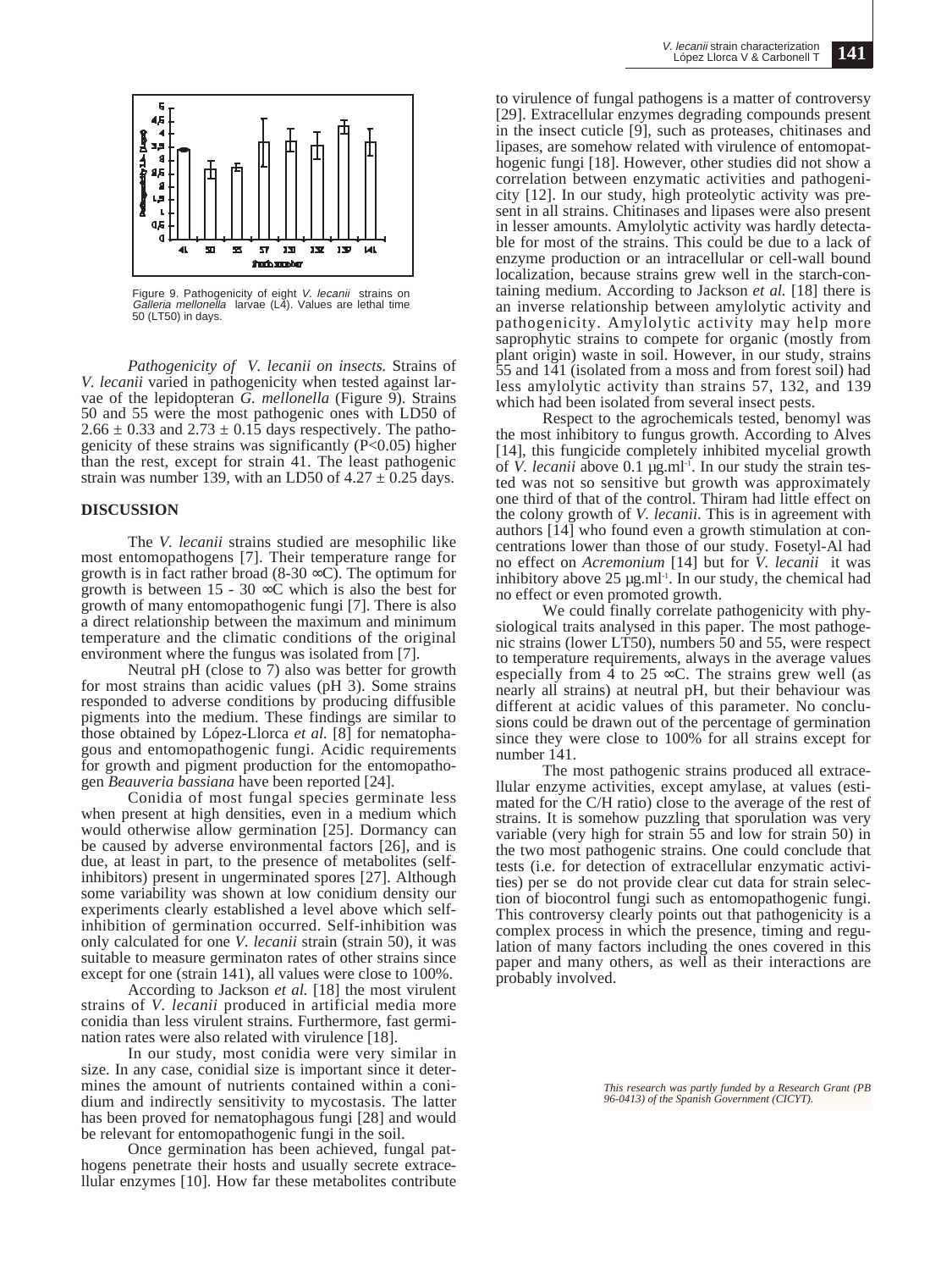Figure 9. Pathogenicity of eight *V. lecanii* strains on *Galleria mellonella* larvae (L4). Values are lethal time 50 (LT50) in days.

*Pathogenicity of V. lecanii on insects.* Strains of *V. lecanii* varied in pathogenicity when tested against larvae of the lepidopteran *G. mellonella* (Figure 9). Strains 50 and 55 were the most pathogenic ones with LD50 of $2.66 \pm 0.33$ and $2.73 \pm 0.15$ days respectively. The pathogenicity of these strains was significantly ($P<0.05$) higher than the rest, except for strain 41. The least pathogenic strain was number 139, with an LD50 of $4.27 \pm 0.25$ days.

## DISCUSSION

The *V. lecanii* strains studied are mesophilic like most entomopathogens [7]. Their temperature range for growth is in fact rather broad (8-30 ∞C). The optimum for growth is between 15 - 30 ∞C which is also the best for growth of many entomopathogenic fungi [7]. There is also a direct relationship between the maximum and minimum temperature and the climatic conditions of the original environment where the fungus was isolated from [7].

Neutral pH (close to 7) also was better for growth for most strains than acidic values (pH 3). Some strains responded to adverse conditions by producing diffusible pigments into the medium. These findings are similar to those obtained by López-Llorca *et al.* [8] for nematophagous and entomopathogenic fungi. Acidic requirements for growth and pigment production for the entomopathogen *Beauveria bassiana* have been reported [24].

Conidia of most fungal species germinate less when present at high densities, even in a medium which would otherwise allow germination [25]. Dormancy can be caused by adverse environmental factors [26], and is due, at least in part, to the presence of metabolites (self-inhibitors) present in ungerminated spores [27]. Although some variability was shown at low conidium density our experiments clearly established a level above which self-inhibition of germination occurred. Self-inhibition was only calculated for one *V. lecanii* strain (strain 50), it was suitable to measure germinaton rates of other strains since except for one (strain 141), all values were close to 100%.

According to Jackson *et al.* [18] the most virulent strains of *V. lecanii* produced in artificial media more conidia than less virulent strains. Furthermore, fast germination rates were also related with virulence [18].

In our study, most conidia were very similar in size. In any case, conidial size is important since it determines the amount of nutrients contained within a conidium and indirectly sensitivity to mycostasis. The latter has been proved for nematophagous fungi [28] and would be relevant for entomopathogenic fungi in the soil.

Once germination has been achieved, fungal pathogens penetrate their hosts and usually secrete extracellular enzymes [10]. How far these metabolites contribute to virulence of fungal pathogens is a matter of controversy [29]. Extracellular enzymes degrading compounds present in the insect cuticle [9], such as proteases, chitinases and lipases, are somehow related with virulence of entomopathogenic fungi [18]. However, other studies did not show a correlation between enzymatic activities and pathogenicity [12]. In our study, high proteolytic activity was present in all strains. Chitinases and lipases were also present in lesser amounts. Amylolytic activity was hardly detectable for most of the strains. This could be due to a lack of enzyme production or an intracellular or cell-wall bound localization, because strains grew well in the starch-containing medium. According to Jackson *et al.* [18] there is an inverse relationship between amylolytic activity and pathogenicity. Amylolytic activity may help more saprophytic strains to compete for organic (mostly from plant origin) waste in soil. However, in our study, strains 55 and 141 (isolated from a moss and from forest soil) had less amylolytic activity than strains 57, 132, and 139 which had been isolated from several insect pests.

Respect to the agrochemicals tested, benomyl was the most inhibitory to fungus growth. According to Alves [14], this fungicide completely inhibited mycelial growth of *V. lecanii* above 0.1 μg.ml$^{-1}$. In our study the strain tested was not so sensitive but growth was approximately one third of that of the control. Thiram had little effect on the colony growth of *V. lecanii*. This is in agreement with authors [14] who found even a growth stimulation at concentrations lower than those of our study. Fosetyl-Al had no effect on *Acremonium* [14] but for *V. lecanii* it was inhibitory above 25 μg.ml$^{-1}$. In our study, the chemical had no effect or even promoted growth.

We could finally correlate pathogenicity with physiological traits analysed in this paper. The most pathogenic strains (lower LT50), numbers 50 and 55, were respect to temperature requirements, always in the average values especially from 4 to 25 ∞C. The strains grew well (as nearly all strains) at neutral pH, but their behaviour was different at acidic values of this parameter. No conclusions could be drawn out of the percentage of germination since they were close to 100% for all strains except for number 141.

The most pathogenic strains produced all extracellular enzyme activities, except amylase, at values (estimated for the C/H ratio) close to the average of the rest of strains. It is somehow puzzling that sporulation was very variable (very high for strain 55 and low for strain 50) in the two most pathogenic strains. One could conclude that tests (i.e. for detection of extracellular enzymatic activities) per se do not provide clear cut data for strain selection of biocontrol fungi such as entomopathogenic fungi. This controversy clearly points out that pathogenicity is a complex process in which the presence, timing and regulation of many factors including the ones covered in this paper and many others, as well as their interactions are probably involved.

*This research was partly funded by a Research Grant (PB 96-0413) of the Spanish Government (CICYT).*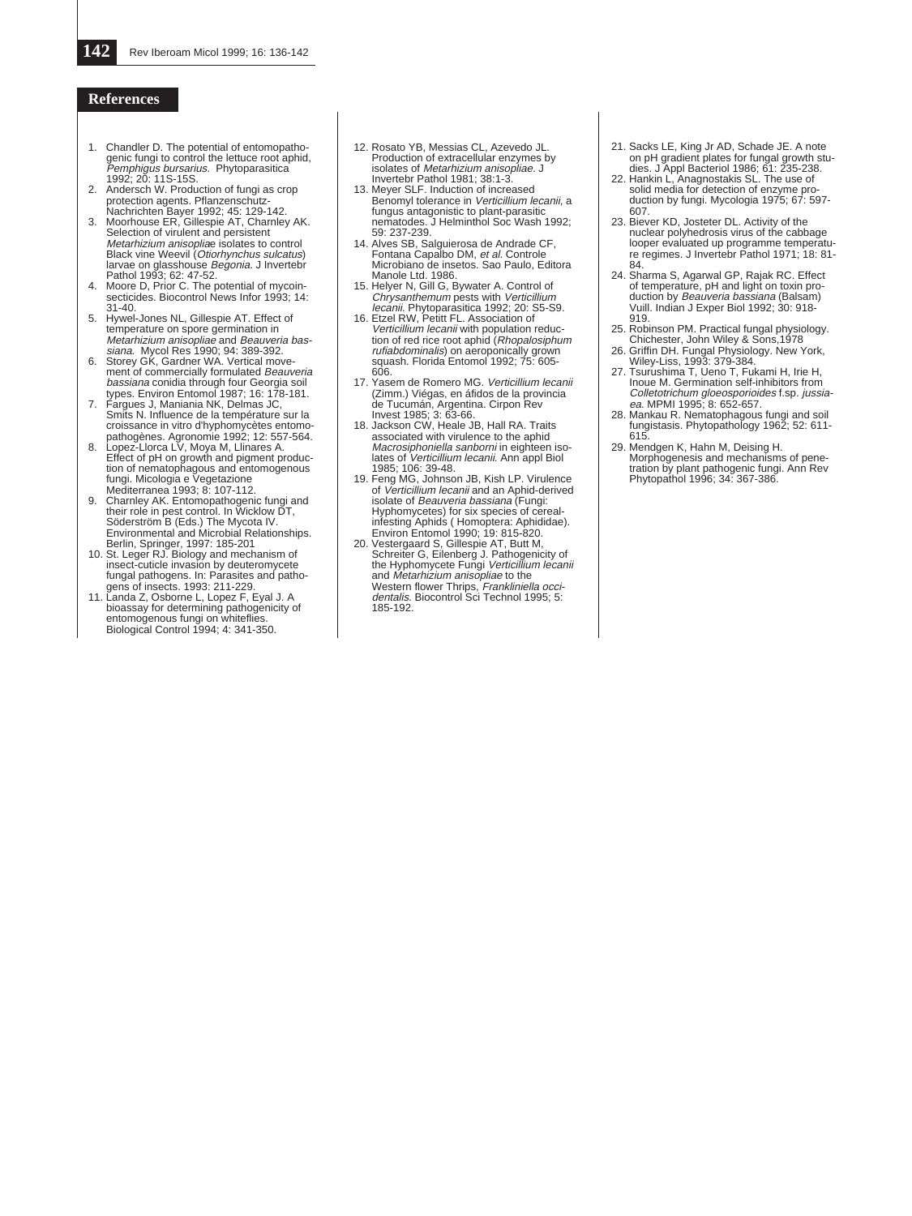## References

1. Chandler D. The potential of entomopathogenic fungi to control the lettuce root aphid, *Pemphigus bursarius.* Phytoparasitica 1992; 20: 11S-15S.
2. Andersch W. Production of fungi as crop protection agents. Pflanzenschutz-Nachrichten Bayer 1992; 45: 129-142.
3. Moorhouse ER, Gillespie AT, Charnley AK. Selection of virulent and persistent *Metarhizium anisopliae* isolates to control Black vine Weevil (*Otiorhynchus sulcatus*) larvae on glasshouse *Begonia.* J Invertebr Pathol 1993; 62: 47-52.
4. Moore D, Prior C. The potential of mycoinsecticides. Biocontrol News Infor 1993; 14: 31-40.
5. Hywel-Jones NL, Gillespie AT. Effect of temperature on spore germination in *Metarhizium anisopliae* and *Beauveria bassiana.* Mycol Res 1990; 94: 389-392.
6. Storey GK, Gardner WA. Vertical movement of commercially formulated *Beauveria bassiana* conidia through four Georgia soil types. Environ Entomol 1987; 16: 178-181.
7. Fargues J, Maniania NK, Delmas JC, Smits N. Influence de la température sur la croissance in vitro d'hyphomycètes entomopathogènes. Agronomie 1992; 12: 557-564.
8. Lopez-Llorca LV, Moya M, Llinares A. Effect of pH on growth and pigment production of nematophagous and entomogenous fungi. Micologia e Vegetazione Mediterranea 1993; 8: 107-112.
9. Charnley AK. Entomopathogenic fungi and their role in pest control. In Wicklow DT, Söderström B (Eds.) The Mycota IV. Environmental and Microbial Relationships. Berlin, Springer, 1997: 185-201
10. St. Leger RJ. Biology and mechanism of insect-cuticle invasion by deuteromycete fungal pathogens. In: Parasites and pathogens of insects. 1993: 211-229.
11. Landa Z, Osborne L, Lopez F, Eyal J. A bioassay for determining pathogenicity of entomogenous fungi on whiteflies. Biological Control 1994; 4: 341-350.
12. Rosato YB, Messias CL, Azevedo JL. Production of extracellular enzymes by isolates of *Metarhizium anisopliae.* J Invertebr Pathol 1981; 38:1-3.
13. Meyer SLF. Induction of increased Benomyl tolerance in *Verticillium lecanii*, a fungus antagonistic to plant-parasitic nematodes. J Helminthol Soc Wash 1992; 59: 237-239.
14. Alves SB, Salguierosa de Andrade CF, Fontana Capalbo DM, *et al.* Controle Microbiano de insetos. Sao Paulo, Editora Manole Ltd. 1986.
15. Helyer N, Gill G, Bywater A. Control of *Chrysanthemum* pests with *Verticillium lecanii.* Phytoparasitica 1992; 20: S5-S9.
16. Etzel RW, Petitt FL. Association of *Verticillium lecanii* with population reduction of red rice root aphid (*Rhopalosiphum rufiabdominalis*) on aeroponically grown squash. Florida Entomol 1992; 75: 605-606.
17. Yasem de Romero MG. *Verticillium lecanii* (Zimm.) Viégas, en áfidos de la provincia de Tucumán, Argentina. Cirpon Rev Invest 1985; 3: 63-66.
18. Jackson CW, Heale JB, Hall RA. Traits associated with virulence to the aphid *Macrosiphoniella sanborni* in eighteen isolates of *Verticillium lecanii.* Ann appl Biol 1985; 106: 39-48.
19. Feng MG, Johnson JB, Kish LP. Virulence of *Verticillium lecanii* and an Aphid-derived isolate of *Beauveria bassiana* (Fungi: Hyphomycetes) for six species of cereal-infesting Aphids ( Homoptera: Aphididae). Environ Entomol 1990; 19: 815-820.
20. Vestergaard S, Gillespie AT, Butt M, Schreiter G, Eilenberg J. Pathogenicity of the Hyphomycete Fungi *Verticillium lecanii* and *Metarhizium anisopliae* to the Western flower Thrips, *Frankliniella occidentalis.* Biocontrol Sci Technol 1995; 5: 185-192.
21. Sacks LE, King Jr AD, Schade JE. A note on pH gradient plates for fungal growth studies. J Appl Bacteriol 1986; 61: 235-238.
22. Hankin L, Anagnostakis SL. The use of solid media for detection of enzyme production by fungi. Mycologia 1975; 67: 597-607.
23. Biever KD, Josteter DL. Activity of the nuclear polyhedrosis virus of the cabbage looper evaluated up programme temperature regimes. J Invertebr Pathol 1971; 18: 81-84.
24. Sharma S, Agarwal GP, Rajak RC. Effect of temperature, pH and light on toxin production by *Beauveria bassiana* (Balsam) Vuill. Indian J Exper Biol 1992; 30: 918-919.
25. Robinson PM. Practical fungal physiology. Chichester, John Wiley & Sons,1978
26. Griffin DH. Fungal Physiology. New York, Wiley-Liss, 1993: 379-384.
27. Tsurushima T, Ueno T, Fukami H, Irie H, Inoue M. Germination self-inhibitors from *Colletotrichum gloeosporioides* f.sp. *jussiaea.* MPMI 1995; 8: 652-657.
28. Mankau R. Nematophagous fungi and soil fungistasis. Phytopathology 1962; 52: 611-615.
29. Mendgen K, Hahn M, Deising H. Morphogenesis and mechanisms of penetration by plant pathogenic fungi. Ann Rev Phytopathol 1996; 34: 367-386.